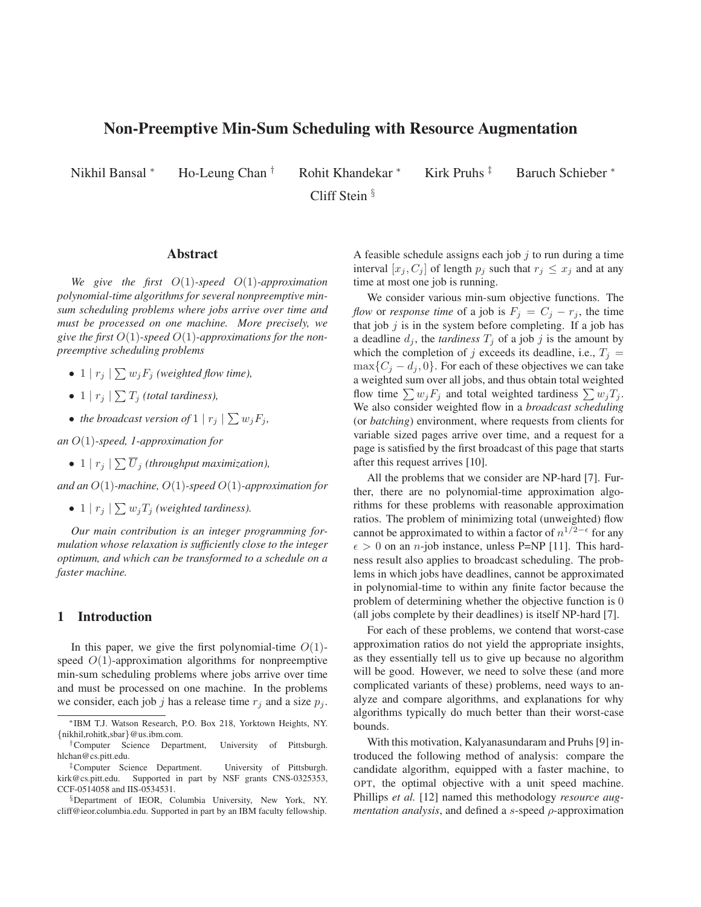# Non-Preemptive Min-Sum Scheduling with Resource Augmentation

Nikhil Bansal [*] Ho-Leung Chan [†] Rohit Khandekar [*] Kirk Pruhs [‡] Baruch Schieber [*]

Cliff Stein [§]

## Abstract

*We give the first $O(1)$-speed $O(1)$-approximation polynomial-time algorithms for several nonpreemptive min-sum scheduling problems where jobs arrive over time and must be processed on one machine. More precisely, we give the first $O(1)$-speed $O(1)$-approximations for the non-preemptive scheduling problems*

- $1 \mid r_j \mid \sum w_j F_j$ *(weighted flow time),*
- $1 \mid r_j \mid \sum T_j$ *(total tardiness),*
- *the broadcast version of* $1 \mid r_j \mid \sum w_j F_j$,

*an $O(1)$-speed, 1-approximation for*

- $1 \mid r_j \mid \sum \overline{U}_j$ *(throughput maximization),*

*and an $O(1)$-machine, $O(1)$-speed $O(1)$-approximation for*

- $1 \mid r_j \mid \sum w_j T_j$ *(weighted tardiness).*

*Our main contribution is an integer programming formulation whose relaxation is sufficiently close to the integer optimum, and which can be transformed to a schedule on a faster machine.*

## 1 Introduction

In this paper, we give the first polynomial-time $O(1)$-speed $O(1)$-approximation algorithms for nonpreemptive min-sum scheduling problems where jobs arrive over time and must be processed on one machine. In the problems we consider, each job $j$ has a release time $r_j$ and a size $p_j$. A feasible schedule assigns each job $j$ to run during a time interval $[x_j, C_j]$ of length $p_j$ such that $r_j \le x_j$ and at any time at most one job is running.

We consider various min-sum objective functions. The *flow* or *response time* of a job is $F_j = C_j - r_j$, the time that job $j$ is in the system before completing. If a job has a deadline $d_j$, the *tardiness* $T_j$ of a job $j$ is the amount by which the completion of $j$ exceeds its deadline, i.e., $T_j = \max\{C_j - d_j, 0\}$. For each of these objectives we can take a weighted sum over all jobs, and thus obtain total weighted flow time $\sum w_j F_j$ and total weighted tardiness $\sum w_j T_j$. We also consider weighted flow in a *broadcast scheduling* (or *batching*) environment, where requests from clients for variable sized pages arrive over time, and a request for a page is satisfied by the first broadcast of this page that starts after this request arrives [10].

All the problems that we consider are NP-hard [7]. Further, there are no polynomial-time approximation algorithms for these problems with reasonable approximation ratios. The problem of minimizing total (unweighted) flow cannot be approximated to within a factor of $n^{1/2-\epsilon}$ for any $\epsilon > 0$ on an $n$-job instance, unless P=NP [11]. This hardness result also applies to broadcast scheduling. The problems in which jobs have deadlines, cannot be approximated in polynomial-time to within any finite factor because the problem of determining whether the objective function is 0 (all jobs complete by their deadlines) is itself NP-hard [7].

For each of these problems, we contend that worst-case approximation ratios do not yield the appropriate insights, as they essentially tell us to give up because no algorithm will be good. However, we need to solve these (and more complicated variants of these) problems, need ways to analyze and compare algorithms, and explanations for why algorithms typically do much better than their worst-case bounds.

With this motivation, Kalyanasundaram and Pruhs [9] introduced the following method of analysis: compare the candidate algorithm, equipped with a faster machine, to OPT, the optimal objective with a unit speed machine. Phillips *et al.* [12] named this methodology *resource augmentation analysis*, and defined a $s$-speed $\rho$-approximation

---

[*] IBM T.J. Watson Research, P.O. Box 218, Yorktown Heights, NY. {nikhil,rohitk,sbar}@us.ibm.com.

[†] Computer Science Department, University of Pittsburgh. hlchan@cs.pitt.edu.

[‡] Computer Science Department. University of Pittsburgh. kirk@cs.pitt.edu. Supported in part by NSF grants CNS-0325353, CCF-0514058 and IIS-0534531.

[§] Department of IEOR, Columbia University, New York, NY. cliff@ieor.columbia.edu. Supported in part by an IBM faculty fellowship.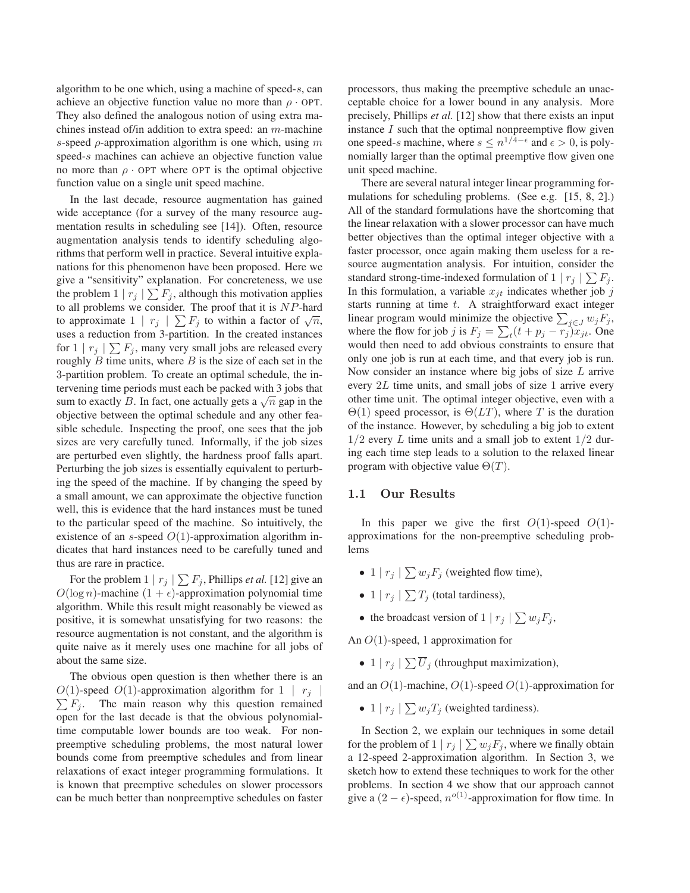algorithm to be one which, using a machine of speed-$s$, can achieve an objective function value no more than $\rho \cdot$ OPT. They also defined the analogous notion of using extra machines instead of/in addition to extra speed: an $m$-machine $s$-speed $\rho$-approximation algorithm is one which, using $m$ speed-$s$ machines can achieve an objective function value no more than $\rho \cdot$ OPT where OPT is the optimal objective function value on a single unit speed machine.

In the last decade, resource augmentation has gained wide acceptance (for a survey of the many resource augmentation results in scheduling see [14]). Often, resource augmentation analysis tends to identify scheduling algorithms that perform well in practice. Several intuitive explanations for this phenomenon have been proposed. Here we give a "sensitivity" explanation. For concreteness, we use the problem $1 \mid r_j \mid \sum F_j$, although this motivation applies to all problems we consider. The proof that it is $NP$-hard to approximate $1 \mid r_j \mid \sum F_j$ to within a factor of $\sqrt{n}$, uses a reduction from 3-partition. In the created instances for $1 \mid r_j \mid \sum F_j$, many very small jobs are released every roughly $B$ time units, where $B$ is the size of each set in the 3-partition problem. To create an optimal schedule, the intervening time periods must each be packed with 3 jobs that sum to exactly $B$. In fact, one actually gets a $\sqrt{n}$ gap in the objective between the optimal schedule and any other feasible schedule. Inspecting the proof, one sees that the job sizes are very carefully tuned. Informally, if the job sizes are perturbed even slightly, the hardness proof falls apart. Perturbing the job sizes is essentially equivalent to perturbing the speed of the machine. If by changing the speed by a small amount, we can approximate the objective function well, this is evidence that the hard instances must be tuned to the particular speed of the machine. So intuitively, the existence of an $s$-speed $O(1)$-approximation algorithm indicates that hard instances need to be carefully tuned and thus are rare in practice.

For the problem $1 \mid r_j \mid \sum F_j$, Phillips *et al.* [12] give an $O(\log n)$-machine $(1+\epsilon)$-approximation polynomial time algorithm. While this result might reasonably be viewed as positive, it is somewhat unsatisfying for two reasons: the resource augmentation is not constant, and the algorithm is quite naive as it merely uses one machine for all jobs of about the same size.

The obvious open question is then whether there is an $O(1)$-speed $O(1)$-approximation algorithm for $1 \mid r_j \mid \sum F_j$. The main reason why this question remained open for the last decade is that the obvious polynomial-time computable lower bounds are too weak. For non-preemptive scheduling problems, the most natural lower bounds come from preemptive schedules and from linear relaxations of exact integer programming formulations. It is known that preemptive schedules on slower processors can be much better than nonpreemptive schedules on faster processors, thus making the preemptive schedule an unacceptable choice for a lower bound in any analysis. More precisely, Phillips *et al.* [12] show that there exists an input instance $I$ such that the optimal nonpreemptive flow given one speed-$s$ machine, where $s \leq n^{1/4-\epsilon}$ and $\epsilon > 0$, is polynomially larger than the optimal preemptive flow given one unit speed machine.

There are several natural integer linear programming formulations for scheduling problems. (See e.g. [15, 8, 2].) All of the standard formulations have the shortcoming that the linear relaxation with a slower processor can have much better objectives than the optimal integer objective with a faster processor, once again making them useless for a resource augmentation analysis. For intuition, consider the standard strong-time-indexed formulation of $1 \mid r_j \mid \sum F_j$. In this formulation, a variable $x_{jt}$ indicates whether job $j$ starts running at time $t$. A straightforward exact integer linear program would minimize the objective $\sum_{j \in J} w_j F_j$, where the flow for job $j$ is $F_j = \sum_t (t + p_j - r_j) x_{jt}$. One would then need to add obvious constraints to ensure that only one job is run at each time, and that every job is run. Now consider an instance where big jobs of size $L$ arrive every $2L$ time units, and small jobs of size 1 arrive every other time unit. The optimal integer objective, even with a $\Theta(1)$ speed processor, is $\Theta(LT)$, where $T$ is the duration of the instance. However, by scheduling a big job to extent $1/2$ every $L$ time units and a small job to extent $1/2$ during each time step leads to a solution to the relaxed linear program with objective value $\Theta(T)$.

### 1.1 Our Results

In this paper we give the first $O(1)$-speed $O(1)$-approximations for the non-preemptive scheduling problems

- $1 \mid r_j \mid \sum w_j F_j$ (weighted flow time),
- $1 \mid r_j \mid \sum T_j$ (total tardiness),
- the broadcast version of $1 \mid r_j \mid \sum w_j F_j$,

An $O(1)$-speed, 1 approximation for

- $1 \mid r_j \mid \sum \overline{U}_j$ (throughput maximization),

and an $O(1)$-machine, $O(1)$-speed $O(1)$-approximation for

- $1 \mid r_j \mid \sum w_j T_j$ (weighted tardiness).

In Section 2, we explain our techniques in some detail for the problem of $1 \mid r_j \mid \sum w_j F_j$, where we finally obtain a 12-speed 2-approximation algorithm. In Section 3, we sketch how to extend these techniques to work for the other problems. In section 4 we show that our approach cannot give a $(2-\epsilon)$-speed, $n^{o(1)}$-approximation for flow time. In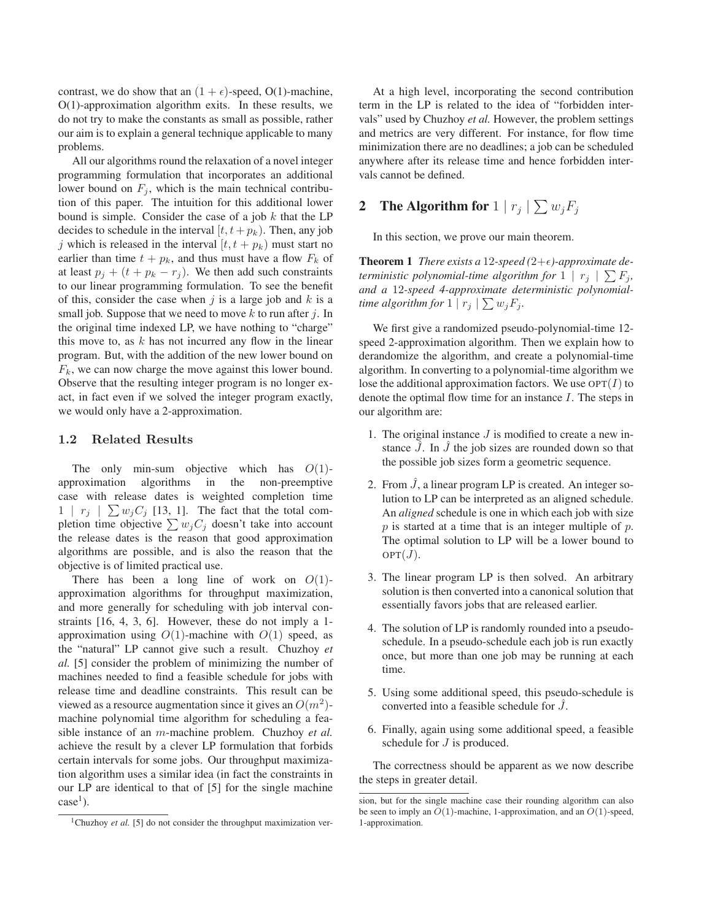contrast, we do show that an $(1+\epsilon)$-speed, O(1)-machine, O(1)-approximation algorithm exits. In these results, we do not try to make the constants as small as possible, rather our aim is to explain a general technique applicable to many problems.

All our algorithms round the relaxation of a novel integer programming formulation that incorporates an additional lower bound on $F_j$, which is the main technical contribution of this paper. The intuition for this additional lower bound is simple. Consider the case of a job $k$ that the LP decides to schedule in the interval $[t, t+p_k)$. Then, any job $j$ which is released in the interval $[t, t+p_k)$ must start no earlier than time $t+p_k$, and thus must have a flow $F_k$ of at least $p_j + (t + p_k - r_j)$. We then add such constraints to our linear programming formulation. To see the benefit of this, consider the case when $j$ is a large job and $k$ is a small job. Suppose that we need to move $k$ to run after $j$. In the original time indexed LP, we have nothing to "charge" this move to, as $k$ has not incurred any flow in the linear program. But, with the addition of the new lower bound on $F_k$, we can now charge the move against this lower bound. Observe that the resulting integer program is no longer exact, in fact even if we solved the integer program exactly, we would only have a 2-approximation.

### 1.2 Related Results

The only min-sum objective which has $O(1)$-approximation algorithms in the non-preemptive case with release dates is weighted completion time $1 \mid r_j \mid \sum w_j C_j$ [13, 1]. The fact that the total completion time objective $\sum w_j C_j$ doesn't take into account the release dates is the reason that good approximation algorithms are possible, and is also the reason that the objective is of limited practical use.

There has been a long line of work on $O(1)$-approximation algorithms for throughput maximization, and more generally for scheduling with job interval constraints [16, 4, 3, 6]. However, these do not imply a 1-approximation using $O(1)$-machine with $O(1)$ speed, as the "natural" LP cannot give such a result. Chuzhoy *et al.* [5] consider the problem of minimizing the number of machines needed to find a feasible schedule for jobs with release time and deadline constraints. This result can be viewed as a resource augmentation since it gives an $O(m^2)$-machine polynomial time algorithm for scheduling a feasible instance of an $m$-machine problem. Chuzhoy *et al.* achieve the result by a clever LP formulation that forbids certain intervals for some jobs. Our throughput maximization algorithm uses a similar idea (in fact the constraints in our LP are identical to that of [5] for the single machine case[1]).

At a high level, incorporating the second contribution term in the LP is related to the idea of "forbidden intervals" used by Chuzhoy *et al.* However, the problem settings and metrics are very different. For instance, for flow time minimization there are no deadlines; a job can be scheduled anywhere after its release time and hence forbidden intervals cannot be defined.

## 2 The Algorithm for $1 \mid r_j \mid \sum w_j F_j$

In this section, we prove our main theorem.

**Theorem 1** *There exists a 12-speed $(2+\epsilon)$-approximate deterministic polynomial-time algorithm for $1 \mid r_j \mid \sum F_j$, and a 12-speed 4-approximate deterministic polynomial-time algorithm for $1 \mid r_j \mid \sum w_j F_j$.*

We first give a randomized pseudo-polynomial-time 12-speed 2-approximation algorithm. Then we explain how to derandomize the algorithm, and create a polynomial-time algorithm. In converting to a polynomial-time algorithm we lose the additional approximation factors. We use $\text{OPT}(I)$ to denote the optimal flow time for an instance $I$. The steps in our algorithm are:

1. The original instance $J$ is modified to create a new instance $\hat{J}$. In $\hat{J}$ the job sizes are rounded down so that the possible job sizes form a geometric sequence.

2. From $\hat{J}$, a linear program LP is created. An integer solution to LP can be interpreted as an aligned schedule. An *aligned* schedule is one in which each job with size $p$ is started at a time that is an integer multiple of $p$. The optimal solution to LP will be a lower bound to $\text{OPT}(J)$.

3. The linear program LP is then solved. An arbitrary solution is then converted into a canonical solution that essentially favors jobs that are released earlier.

4. The solution of LP is randomly rounded into a pseudo-schedule. In a pseudo-schedule each job is run exactly once, but more than one job may be running at each time.

5. Using some additional speed, this pseudo-schedule is converted into a feasible schedule for $\hat{J}$.

6. Finally, again using some additional speed, a feasible schedule for $J$ is produced.

The correctness should be apparent as we now describe the steps in greater detail.

[1] Chuzhoy *et al.* [5] do not consider the throughput maximization version, but for the single machine case their rounding algorithm can also be seen to imply an $O(1)$-machine, 1-approximation, and an $O(1)$-speed, 1-approximation.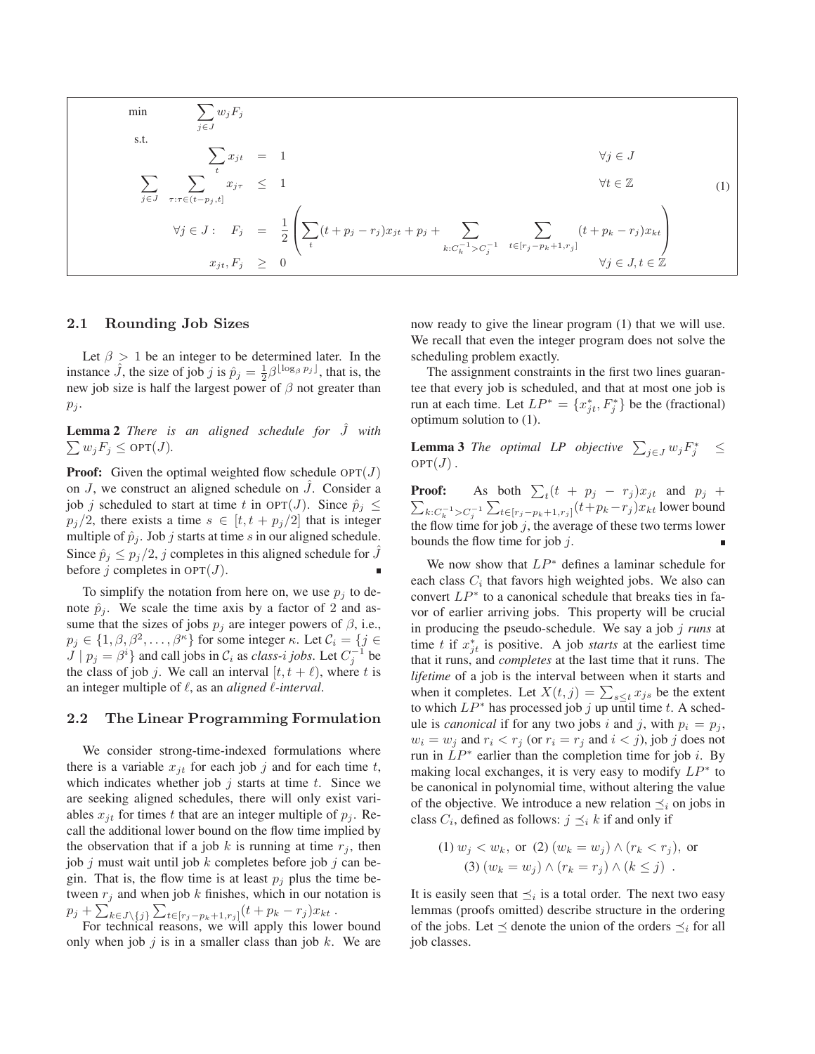$$
\begin{array}{llll}
\min & \displaystyle\sum_{j\in J} w_j F_j & & \\
\text{s.t.} & & & \\
& \displaystyle\sum_t x_{jt} = 1 & & \forall j \in J \\
\displaystyle\sum_{j\in J} & \displaystyle\sum_{\tau:\tau\in(t-p_j,t]} x_{j\tau} \leq 1 & & \forall t \in \mathbb{Z} \\
& \forall j \in J: \quad F_j = \frac{1}{2}\left(\displaystyle\sum_t (t+p_j-r_j)x_{jt} + p_j + \sum_{k:C_k^{-1}>C_j^{-1}} \sum_{t\in[r_j-p_k+1,r_j]} (t+p_k-r_j)x_{kt}\right) & & \\
& x_{jt}, F_j \geq 0 & & \forall j \in J, t \in \mathbb{Z}
\end{array}
\tag{1}
$$

### 2.1 Rounding Job Sizes

Let $\beta > 1$ be an integer to be determined later. In the instance $\hat{J}$, the size of job $j$ is $\hat{p}_j = \frac{1}{2}\beta^{\lfloor \log_\beta p_j \rfloor}$, that is, the new job size is half the largest power of $\beta$ not greater than $p_j$.

**Lemma 2** *There is an aligned schedule for $\hat{J}$ with $\sum w_j F_j \leq \text{OPT}(J)$.*

**Proof:** Given the optimal weighted flow schedule $\text{OPT}(J)$ on $J$, we construct an aligned schedule on $\hat{J}$. Consider a job $j$ scheduled to start at time $t$ in $\text{OPT}(J)$. Since $\hat{p}_j \leq p_j/2$, there exists a time $s \in [t, t + p_j/2]$ that is integer multiple of $\hat{p}_j$. Job $j$ starts at time $s$ in our aligned schedule. Since $\hat{p}_j \leq p_j/2$, $j$ completes in this aligned schedule for $\hat{J}$ before $j$ completes in $\text{OPT}(J)$. ∎

To simplify the notation from here on, we use $p_j$ to denote $\hat{p}_j$. We scale the time axis by a factor of 2 and assume that the sizes of jobs $p_j$ are integer powers of $\beta$, i.e., $p_j \in \{1, \beta, \beta^2, \ldots, \beta^\kappa\}$ for some integer $\kappa$. Let $\mathcal{C}_i = \{j \in J \mid p_j = \beta^i\}$ and call jobs in $\mathcal{C}_i$ as *class-i jobs*. Let $C_j^{-1}$ be the class of job $j$. We call an interval $[t, t+\ell)$, where $t$ is an integer multiple of $\ell$, as an *aligned $\ell$-interval*.

### 2.2 The Linear Programming Formulation

We consider strong-time-indexed formulations where there is a variable $x_{jt}$ for each job $j$ and for each time $t$, which indicates whether job $j$ starts at time $t$. Since we are seeking aligned schedules, there will only exist variables $x_{jt}$ for times $t$ that are an integer multiple of $p_j$. Recall the additional lower bound on the flow time implied by the observation that if a job $k$ is running at time $r_j$, then job $j$ must wait until job $k$ completes before job $j$ can begin. That is, the flow time is at least $p_j$ plus the time between $r_j$ and when job $k$ finishes, which in our notation is $p_j + \sum_{k\in J\setminus\{j\}} \sum_{t\in[r_j-p_k+1,r_j]} (t + p_k - r_j)x_{kt}$ .

For technical reasons, we will apply this lower bound only when job $j$ is in a smaller class than job $k$. We are now ready to give the linear program (1) that we will use. We recall that even the integer program does not solve the scheduling problem exactly.

The assignment constraints in the first two lines guarantee that every job is scheduled, and that at most one job is run at each time. Let $LP^* = \{x^*_{jt}, F^*_j\}$ be the (fractional) optimum solution to (1).

**Lemma 3** *The optimal LP objective $\sum_{j\in J} w_j F^*_j \leq \text{OPT}(J)$ .*

**Proof:** As both $\sum_t (t + p_j - r_j)x_{jt}$ and $p_j + \sum_{k:C_k^{-1}>C_j^{-1}} \sum_{t\in[r_j-p_k+1,r_j]} (t+p_k-r_j)x_{kt}$ lower bound the flow time for job $j$, the average of these two terms lower bounds the flow time for job $j$. ∎

We now show that $LP^*$ defines a laminar schedule for each class $C_i$ that favors high weighted jobs. We also can convert $LP^*$ to a canonical schedule that breaks ties in favor of earlier arriving jobs. This property will be crucial in producing the pseudo-schedule. We say a job $j$ *runs* at time $t$ if $x^*_{jt}$ is positive. A job *starts* at the earliest time that it runs, and *completes* at the last time that it runs. The *lifetime* of a job is the interval between when it starts and when it completes. Let $X(t, j) = \sum_{s\leq t} x_{js}$ be the extent to which $LP^*$ has processed job $j$ up until time $t$. A schedule is *canonical* if for any two jobs $i$ and $j$, with $p_i = p_j$, $w_i = w_j$ and $r_i < r_j$ (or $r_i = r_j$ and $i < j$), job $j$ does not run in $LP^*$ earlier than the completion time for job $i$. By making local exchanges, it is very easy to modify $LP^*$ to be canonical in polynomial time, without altering the value of the objective. We introduce a new relation $\preceq_i$ on jobs in class $C_i$, defined as follows: $j \preceq_i k$ if and only if

$$
(1)\ w_j < w_k, \text{ or } (2)\ (w_k = w_j) \wedge (r_k < r_j), \text{ or } \\
(3)\ (w_k = w_j) \wedge (r_k = r_j) \wedge (k \leq j) \ .
$$

It is easily seen that $\preceq_i$ is a total order. The next two easy lemmas (proofs omitted) describe structure in the ordering of the jobs. Let $\preceq$ denote the union of the orders $\preceq_i$ for all job classes.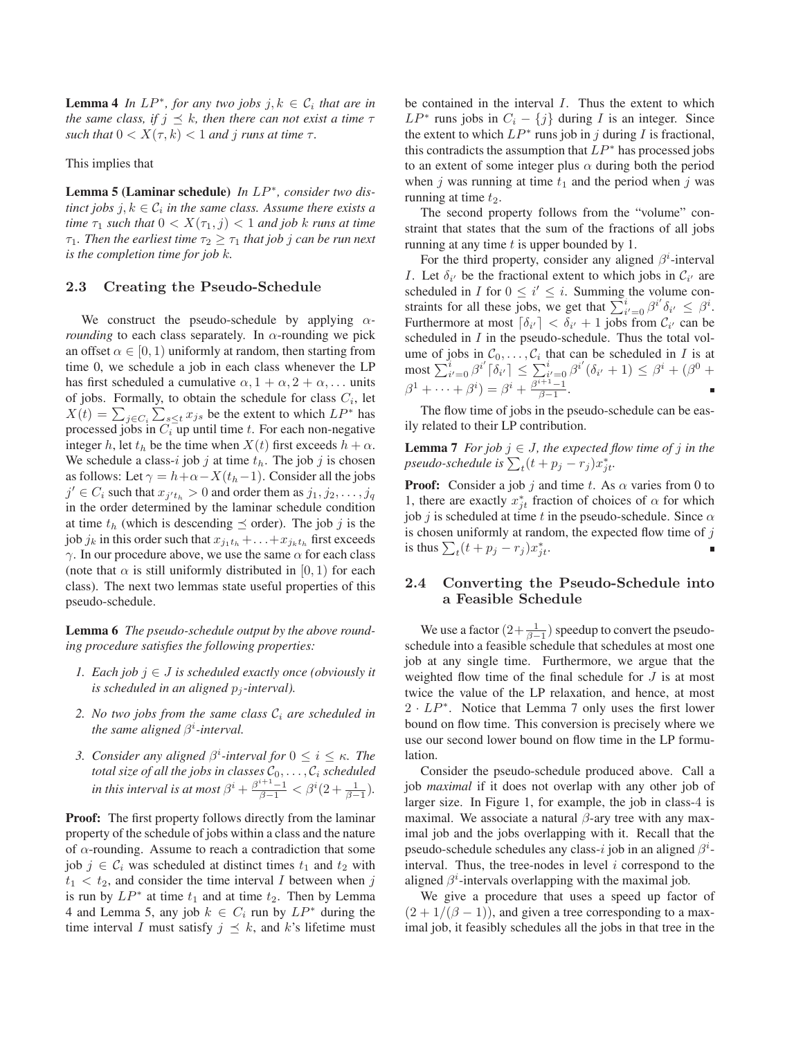**Lemma 4** *In $LP^*$, for any two jobs $j, k \in \mathcal{C}_i$ that are in the same class, if $j \preceq k$, then there can not exist a time $\tau$ such that $0 < X(\tau, k) < 1$ and $j$ runs at time $\tau$.*

This implies that

**Lemma 5 (Laminar schedule)** *In $LP^*$, consider two distinct jobs $j, k \in \mathcal{C}_i$ in the same class. Assume there exists a time $\tau_1$ such that $0 < X(\tau_1, j) < 1$ and job $k$ runs at time $\tau_1$. Then the earliest time $\tau_2 \geq \tau_1$ that job $j$ can be run next is the completion time for job $k$.*

### 2.3 Creating the Pseudo-Schedule

We construct the pseudo-schedule by applying *$\alpha$-rounding* to each class separately. In $\alpha$-rounding we pick an offset $\alpha \in [0, 1)$ uniformly at random, then starting from time 0, we schedule a job in each class whenever the LP has first scheduled a cumulative $\alpha, 1 + \alpha, 2 + \alpha, \ldots$ units of jobs. Formally, to obtain the schedule for class $C_i$, let $X(t) = \sum_{j \in C_i} \sum_{s \leq t} x_{js}$ be the extent to which $LP^*$ has processed jobs in $C_i$ up until time $t$. For each non-negative integer $h$, let $t_h$ be the time when $X(t)$ first exceeds $h + \alpha$. We schedule a class-$i$ job $j$ at time $t_h$. The job $j$ is chosen as follows: Let $\gamma = h + \alpha - X(t_h - 1)$. Consider all the jobs $j' \in C_i$ such that $x_{j' t_h} > 0$ and order them as $j_1, j_2, \ldots, j_q$ in the order determined by the laminar schedule condition at time $t_h$ (which is descending $\preceq$ order). The job $j$ is the job $j_k$ in this order such that $x_{j_1 t_h} + \ldots + x_{j_k t_h}$ first exceeds $\gamma$. In our procedure above, we use the same $\alpha$ for each class (note that $\alpha$ is still uniformly distributed in $[0, 1)$ for each class). The next two lemmas state useful properties of this pseudo-schedule.

**Lemma 6** *The pseudo-schedule output by the above rounding procedure satisfies the following properties:*

1. *Each job $j \in J$ is scheduled exactly once (obviously it is scheduled in an aligned $p_j$-interval).*
2. *No two jobs from the same class $\mathcal{C}_i$ are scheduled in the same aligned $\beta^i$-interval.*
3. *Consider any aligned $\beta^i$-interval for $0 \leq i \leq \kappa$. The total size of all the jobs in classes $\mathcal{C}_0, \ldots, \mathcal{C}_i$ scheduled in this interval is at most $\beta^i + \frac{\beta^{i+1}-1}{\beta-1} < \beta^i(2 + \frac{1}{\beta-1})$.*

**Proof:** The first property follows directly from the laminar property of the schedule of jobs within a class and the nature of $\alpha$-rounding. Assume to reach a contradiction that some job $j \in \mathcal{C}_i$ was scheduled at distinct times $t_1$ and $t_2$ with $t_1 < t_2$, and consider the time interval $I$ between when $j$ is run by $LP^*$ at time $t_1$ and at time $t_2$. Then by Lemma 4 and Lemma 5, any job $k \in C_i$ run by $LP^*$ during the time interval $I$ must satisfy $j \preceq k$, and $k$'s lifetime must be contained in the interval $I$. Thus the extent to which $LP^*$ runs jobs in $C_i - \{j\}$ during $I$ is an integer. Since the extent to which $LP^*$ runs job in $j$ during $I$ is fractional, this contradicts the assumption that $LP^*$ has processed jobs to an extent of some integer plus $\alpha$ during both the period when $j$ was running at time $t_1$ and the period when $j$ was running at time $t_2$.

The second property follows from the "volume" constraint that states that the sum of the fractions of all jobs running at any time $t$ is upper bounded by 1.

For the third property, consider any aligned $\beta^i$-interval $I$. Let $\delta_{i'}$ be the fractional extent to which jobs in $\mathcal{C}_{i'}$ are scheduled in $I$ for $0 \leq i' \leq i$. Summing the volume constraints for all these jobs, we get that $\sum_{i'=0}^{i} \beta^{i'} \delta_{i'} \leq \beta^i$. Furthermore at most $\lceil \delta_{i'} \rceil < \delta_{i'} + 1$ jobs from $\mathcal{C}_{i'}$ can be scheduled in $I$ in the pseudo-schedule. Thus the total volume of jobs in $\mathcal{C}_0, \ldots, \mathcal{C}_i$ that can be scheduled in $I$ is at most $\sum_{i'=0}^{i} \beta^{i'} \lceil \delta_{i'} \rceil \leq \sum_{i'=0}^{i} \beta^{i'} (\delta_{i'} + 1) \leq \beta^i + (\beta^0 + \beta^1 + \cdots + \beta^i) = \beta^i + \frac{\beta^{i+1}-1}{\beta-1}$. ∎

The flow time of jobs in the pseudo-schedule can be easily related to their LP contribution.

**Lemma 7** *For job $j \in J$, the expected flow time of $j$ in the pseudo-schedule is $\sum_t (t + p_j - r_j) x^*_{jt}$.*

**Proof:** Consider a job $j$ and time $t$. As $\alpha$ varies from 0 to 1, there are exactly $x^*_{jt}$ fraction of choices of $\alpha$ for which job $j$ is scheduled at time $t$ in the pseudo-schedule. Since $\alpha$ is chosen uniformly at random, the expected flow time of $j$ is thus $\sum_t (t + p_j - r_j) x^*_{jt}$. ∎

### 2.4 Converting the Pseudo-Schedule into a Feasible Schedule

We use a factor $(2 + \frac{1}{\beta-1})$ speedup to convert the pseudo-schedule into a feasible schedule that schedules at most one job at any single time. Furthermore, we argue that the weighted flow time of the final schedule for $J$ is at most twice the value of the LP relaxation, and hence, at most $2 \cdot LP^*$. Notice that Lemma 7 only uses the first lower bound on flow time. This conversion is precisely where we use our second lower bound on flow time in the LP formulation.

Consider the pseudo-schedule produced above. Call a job *maximal* if it does not overlap with any other job of larger size. In Figure 1, for example, the job in class-4 is maximal. We associate a natural $\beta$-ary tree with any maximal job and the jobs overlapping with it. Recall that the pseudo-schedule schedules any class-$i$ job in an aligned $\beta^i$-interval. Thus, the tree-nodes in level $i$ correspond to the aligned $\beta^i$-intervals overlapping with the maximal job.

We give a procedure that uses a speed up factor of $(2 + 1/(\beta - 1))$, and given a tree corresponding to a maximal job, it feasibly schedules all the jobs in that tree in the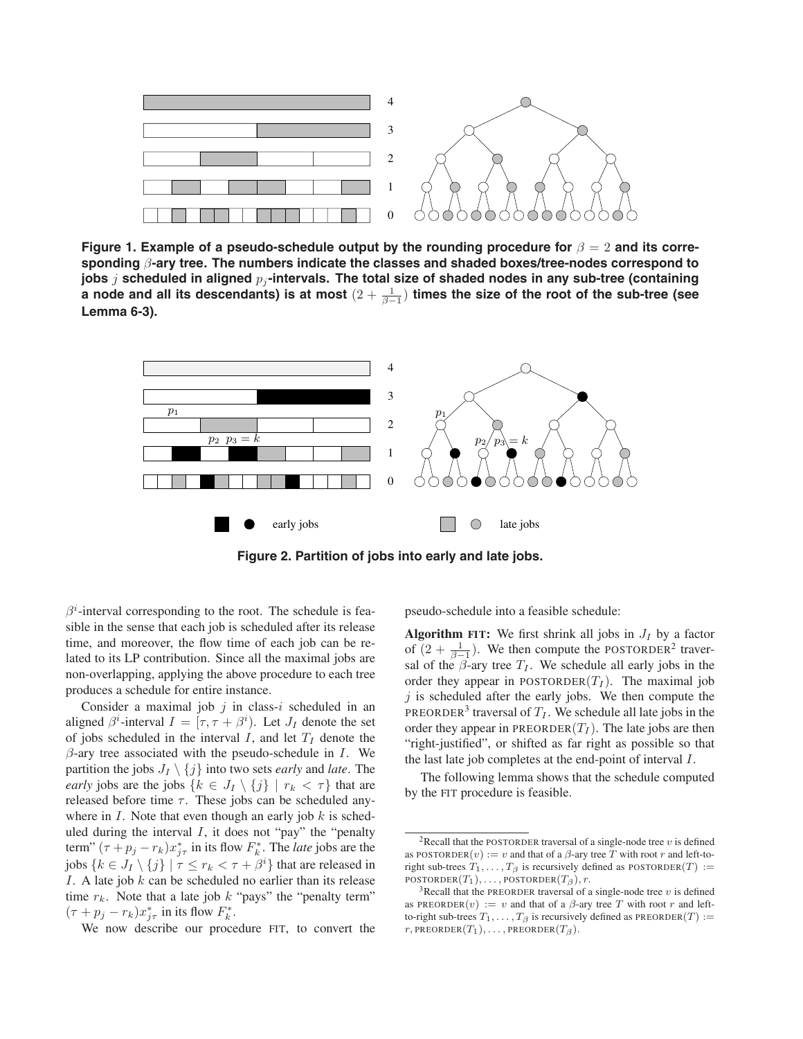**Figure 1. Example of a pseudo-schedule output by the rounding procedure for $\beta = 2$ and its corresponding $\beta$-ary tree. The numbers indicate the classes and shaded boxes/tree-nodes correspond to jobs $j$ scheduled in aligned $p_j$-intervals. The total size of shaded nodes in any sub-tree (containing a node and all its descendants) is at most $(2 + \frac{1}{\beta-1})$ times the size of the root of the sub-tree (see Lemma 6-3).**

**Figure 2. Partition of jobs into early and late jobs.**

$\beta^i$-interval corresponding to the root. The schedule is feasible in the sense that each job is scheduled after its release time, and moreover, the flow time of each job can be related to its LP contribution. Since all the maximal jobs are non-overlapping, applying the above procedure to each tree produces a schedule for entire instance.

Consider a maximal job $j$ in class-$i$ scheduled in an aligned $\beta^i$-interval $I = [\tau, \tau + \beta^i)$. Let $J_I$ denote the set of jobs scheduled in the interval $I$, and let $T_I$ denote the $\beta$-ary tree associated with the pseudo-schedule in $I$. We partition the jobs $J_I \setminus \{j\}$ into two sets *early* and *late*. The *early* jobs are the jobs $\{k \in J_I \setminus \{j\} \mid r_k < \tau\}$ that are released before time $\tau$. These jobs can be scheduled anywhere in $I$. Note that even though an early job $k$ is scheduled during the interval $I$, it does not "pay" the "penalty term" $(\tau + p_j - r_k)x^*_{j\tau}$ in its flow $F^*_k$. The *late* jobs are the jobs $\{k \in J_I \setminus \{j\} \mid \tau \leq r_k < \tau + \beta^i\}$ that are released in $I$. A late job $k$ can be scheduled no earlier than its release time $r_k$. Note that a late job $k$ "pays" the "penalty term" $(\tau + p_j - r_k)x^*_{j\tau}$ in its flow $F^*_k$.

We now describe our procedure FIT, to convert the pseudo-schedule into a feasible schedule:

**Algorithm FIT:** We first shrink all jobs in $J_I$ by a factor of $(2 + \frac{1}{\beta-1})$. We then compute the POSTORDER[2] traversal of the $\beta$-ary tree $T_I$. We schedule all early jobs in the order they appear in POSTORDER$(T_I)$. The maximal job $j$ is scheduled after the early jobs. We then compute the PREORDER[3] traversal of $T_I$. We schedule all late jobs in the order they appear in PREORDER$(T_I)$. The late jobs are then "right-justified", or shifted as far right as possible so that the last late job completes at the end-point of interval $I$.

The following lemma shows that the schedule computed by the FIT procedure is feasible.

[2] Recall that the POSTORDER traversal of a single-node tree $v$ is defined as POSTORDER$(v) := v$ and that of a $\beta$-ary tree $T$ with root $r$ and left-to-right sub-trees $T_1, \ldots, T_\beta$ is recursively defined as POSTORDER$(T) :=$ POSTORDER$(T_1), \ldots,$ POSTORDER$(T_\beta), r$.

[3] Recall that the PREORDER traversal of a single-node tree $v$ is defined as PREORDER$(v) := v$ and that of a $\beta$-ary tree $T$ with root $r$ and left-to-right sub-trees $T_1, \ldots, T_\beta$ is recursively defined as PREORDER$(T) :=$ $r,$ PREORDER$(T_1), \ldots,$ PREORDER$(T_\beta)$.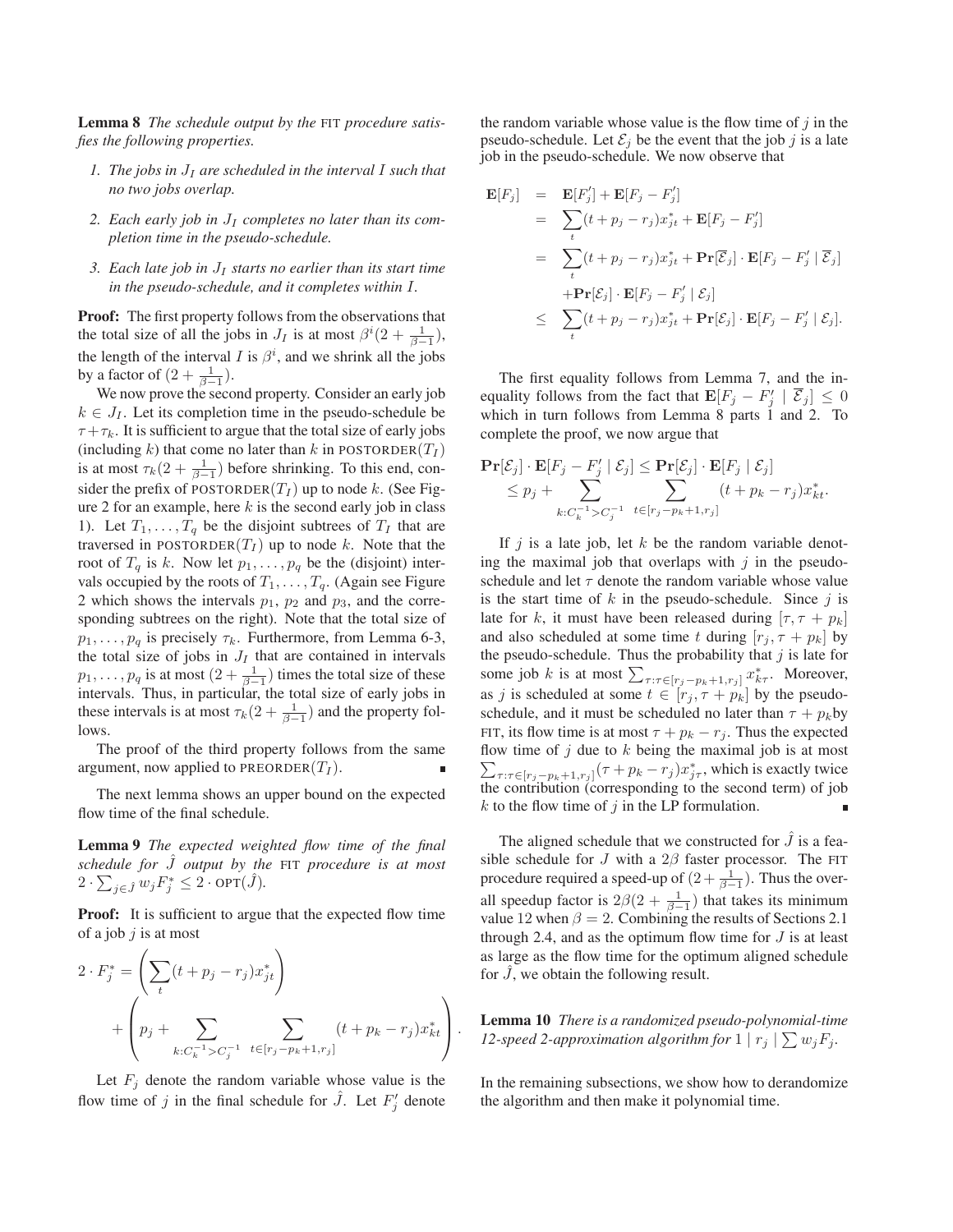**Lemma 8** *The schedule output by the* FIT *procedure satisfies the following properties.*

1. *The jobs in $J_I$ are scheduled in the interval $I$ such that no two jobs overlap.*
2. *Each early job in $J_I$ completes no later than its completion time in the pseudo-schedule.*
3. *Each late job in $J_I$ starts no earlier than its start time in the pseudo-schedule, and it completes within $I$.*

**Proof:** The first property follows from the observations that the total size of all the jobs in $J_I$ is at most $\beta^i(2 + \frac{1}{\beta-1})$, the length of the interval $I$ is $\beta^i$, and we shrink all the jobs by a factor of $(2 + \frac{1}{\beta-1})$.

We now prove the second property. Consider an early job $k \in J_I$. Let its completion time in the pseudo-schedule be $\tau + \tau_k$. It is sufficient to argue that the total size of early jobs (including $k$) that come no later than $k$ in POSTORDER($T_I$) is at most $\tau_k(2 + \frac{1}{\beta-1})$ before shrinking. To this end, consider the prefix of POSTORDER($T_I$) up to node $k$. (See Figure 2 for an example, here $k$ is the second early job in class 1). Let $T_1, \ldots, T_q$ be the disjoint subtrees of $T_I$ that are traversed in POSTORDER($T_I$) up to node $k$. Note that the root of $T_q$ is $k$. Now let $p_1, \ldots, p_q$ be the (disjoint) intervals occupied by the roots of $T_1, \ldots, T_q$. (Again see Figure 2 which shows the intervals $p_1$, $p_2$ and $p_3$, and the corresponding subtrees on the right). Note that the total size of $p_1, \ldots, p_q$ is precisely $\tau_k$. Furthermore, from Lemma 6-3, the total size of jobs in $J_I$ that are contained in intervals $p_1, \ldots, p_q$ is at most $(2 + \frac{1}{\beta-1})$ times the total size of these intervals. Thus, in particular, the total size of early jobs in these intervals is at most $\tau_k(2 + \frac{1}{\beta-1})$ and the property follows.

The proof of the third property follows from the same argument, now applied to PREORDER($T_I$). ∎

The next lemma shows an upper bound on the expected flow time of the final schedule.

**Lemma 9** *The expected weighted flow time of the final schedule for $\hat{J}$ output by the* FIT *procedure is at most $2 \cdot \sum_{j \in \hat{J}} w_j F_j^* \leq 2 \cdot \text{OPT}(\hat{J})$.*

**Proof:** It is sufficient to argue that the expected flow time of a job $j$ is at most

$$2 \cdot F_j^* = \left( \sum_t (t + p_j - r_j) x_{jt}^* \right) + \left( p_j + \sum_{k: C_k^{-1} > C_j^{-1}} \; \sum_{t \in [r_j - p_k + 1, r_j]} (t + p_k - r_j) x_{kt}^* \right).$$

Let $F_j$ denote the random variable whose value is the flow time of $j$ in the final schedule for $\hat{J}$. Let $F_j'$ denote the random variable whose value is the flow time of $j$ in the pseudo-schedule. Let $\mathcal{E}_j$ be the event that the job $j$ is a late job in the pseudo-schedule. We now observe that

$$\begin{aligned}
\mathbf{E}[F_j] &= \mathbf{E}[F_j'] + \mathbf{E}[F_j - F_j'] \\
&= \sum_t (t + p_j - r_j) x_{jt}^* + \mathbf{E}[F_j - F_j'] \\
&= \sum_t (t + p_j - r_j) x_{jt}^* + \mathbf{Pr}[\overline{\mathcal{E}}_j] \cdot \mathbf{E}[F_j - F_j' \mid \overline{\mathcal{E}}_j] \\
&\quad + \mathbf{Pr}[\mathcal{E}_j] \cdot \mathbf{E}[F_j - F_j' \mid \mathcal{E}_j] \\
&\leq \sum_t (t + p_j - r_j) x_{jt}^* + \mathbf{Pr}[\mathcal{E}_j] \cdot \mathbf{E}[F_j - F_j' \mid \mathcal{E}_j].
\end{aligned}$$

The first equality follows from Lemma 7, and the inequality follows from the fact that $\mathbf{E}[F_j - F_j' \mid \overline{\mathcal{E}}_j] \leq 0$ which in turn follows from Lemma 8 parts 1 and 2. To complete the proof, we now argue that

$$\begin{aligned}
&\mathbf{Pr}[\mathcal{E}_j] \cdot \mathbf{E}[F_j - F_j' \mid \mathcal{E}_j] \leq \mathbf{Pr}[\mathcal{E}_j] \cdot \mathbf{E}[F_j \mid \mathcal{E}_j] \\
&\quad \leq p_j + \sum_{k: C_k^{-1} > C_j^{-1}} \; \sum_{t \in [r_j - p_k + 1, r_j]} (t + p_k - r_j) x_{kt}^*.
\end{aligned}$$

If $j$ is a late job, let $k$ be the random variable denoting the maximal job that overlaps with $j$ in the pseudo-schedule and let $\tau$ denote the random variable whose value is the start time of $k$ in the pseudo-schedule. Since $j$ is late for $k$, it must have been released during $[\tau, \tau + p_k]$ and also scheduled at some time $t$ during $[r_j, \tau + p_k]$ by the pseudo-schedule. Thus the probability that $j$ is late for some job $k$ is at most $\sum_{\tau: \tau \in [r_j - p_k + 1, r_j]} x_{k\tau}^*$. Moreover, as $j$ is scheduled at some $t \in [r_j, \tau + p_k]$ by the pseudo-schedule, and it must be scheduled no later than $\tau + p_k$by FIT, its flow time is at most $\tau + p_k - r_j$. Thus the expected flow time of $j$ due to $k$ being the maximal job is at most $\sum_{\tau: \tau \in [r_j - p_k + 1, r_j]} (\tau + p_k - r_j) x_{j\tau}^*$, which is exactly twice the contribution (corresponding to the second term) of job $k$ to the flow time of $j$ in the LP formulation. ∎

The aligned schedule that we constructed for $\hat{J}$ is a feasible schedule for $J$ with a $2\beta$ faster processor. The FIT procedure required a speed-up of $(2 + \frac{1}{\beta-1})$. Thus the overall speedup factor is $2\beta(2 + \frac{1}{\beta-1})$ that takes its minimum value 12 when $\beta = 2$. Combining the results of Sections 2.1 through 2.4, and as the optimum flow time for $J$ is at least as large as the flow time for the optimum aligned schedule for $\hat{J}$, we obtain the following result.

**Lemma 10** *There is a randomized pseudo-polynomial-time 12-speed 2-approximation algorithm for $1 \mid r_j \mid \sum w_j F_j$.*

In the remaining subsections, we show how to derandomize the algorithm and then make it polynomial time.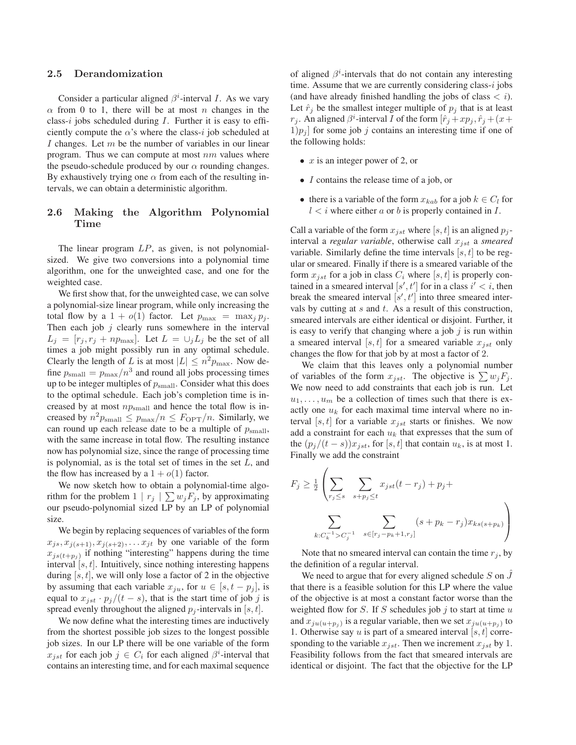### 2.5 Derandomization

Consider a particular aligned $\beta^i$-interval $I$. As we vary $\alpha$ from 0 to 1, there will be at most $n$ changes in the class-$i$ jobs scheduled during $I$. Further it is easy to efficiently compute the $\alpha$'s where the class-$i$ job scheduled at $I$ changes. Let $m$ be the number of variables in our linear program. Thus we can compute at most $nm$ values where the pseudo-schedule produced by our $\alpha$ rounding changes. By exhaustively trying one $\alpha$ from each of the resulting intervals, we can obtain a deterministic algorithm.

### 2.6 Making the Algorithm Polynomial Time

The linear program $LP$, as given, is not polynomial-sized. We give two conversions into a polynomial time algorithm, one for the unweighted case, and one for the weighted case.

We first show that, for the unweighted case, we can solve a polynomial-size linear program, while only increasing the total flow by a $1 + o(1)$ factor. Let $p_{\max} = \max_j p_j$. Then each job $j$ clearly runs somewhere in the interval $L_j = [r_j, r_j + np_{\max}]$. Let $L = \cup_j L_j$ be the set of all times a job might possibly run in any optimal schedule. Clearly the length of $L$ is at most $|L| \le n^2 p_{\max}$. Now define $p_{\text{small}} = p_{\max}/n^3$ and round all jobs processing times up to be integer multiples of $p_{\text{small}}$. Consider what this does to the optimal schedule. Each job's completion time is increased by at most $np_{\text{small}}$ and hence the total flow is increased by $n^2 p_{\text{small}} \le p_{\max}/n \le F_{\text{OPT}}/n$. Similarly, we can round up each release date to be a multiple of $p_{\text{small}}$, with the same increase in total flow. The resulting instance now has polynomial size, since the range of processing time is polynomial, as is the total set of times in the set $L$, and the flow has increased by a $1 + o(1)$ factor.

We now sketch how to obtain a polynomial-time algorithm for the problem $1 \mid r_j \mid \sum w_j F_j$, by approximating our pseudo-polynomial sized LP by an LP of polynomial size.

We begin by replacing sequences of variables of the form $x_{js}, x_{j(s+1)}, x_{j(s+2)}, \ldots x_{jt}$ by one variable of the form $x_{js(t+p_j)}$ if nothing "interesting" happens during the time interval $[s, t]$. Intuitively, since nothing interesting happens during $[s, t]$, we will only lose a factor of 2 in the objective by assuming that each variable $x_{ju}$, for $u \in [s, t - p_j]$, is equal to $x_{jst} \cdot p_j/(t - s)$, that is the start time of job $j$ is spread evenly throughout the aligned $p_j$-intervals in $[s, t]$.

We now define what the interesting times are inductively from the shortest possible job sizes to the longest possible job sizes. In our LP there will be one variable of the form $x_{jst}$ for each job $j \in C_i$ for each aligned $\beta^i$-interval that contains an interesting time, and for each maximal sequence of aligned $\beta^i$-intervals that do not contain any interesting time. Assume that we are currently considering class-$i$ jobs (and have already finished handling the jobs of class $< i$). Let $\hat{r}_j$ be the smallest integer multiple of $p_j$ that is at least $r_j$. An aligned $\beta^i$-interval $I$ of the form $[\hat{r}_j + xp_j, \hat{r}_j + (x + 1)p_j]$ for some job $j$ contains an interesting time if one of the following holds:

- $x$ is an integer power of 2, or
- $I$ contains the release time of a job, or
- there is a variable of the form $x_{kab}$ for a job $k \in C_l$ for $l < i$ where either $a$ or $b$ is properly contained in $I$.

Call a variable of the form $x_{jst}$ where $[s, t]$ is an aligned $p_j$-interval a *regular variable*, otherwise call $x_{jst}$ a *smeared* variable. Similarly define the time intervals $[s, t]$ to be regular or smeared. Finally if there is a smeared variable of the form $x_{jst}$ for a job in class $C_i$ where $[s, t]$ is properly contained in a smeared interval $[s', t']$ for in a class $i' < i$, then break the smeared interval $[s', t']$ into three smeared intervals by cutting at $s$ and $t$. As a result of this construction, smeared intervals are either identical or disjoint. Further, it is easy to verify that changing where a job $j$ is run within a smeared interval $[s, t]$ for a smeared variable $x_{jst}$ only changes the flow for that job by at most a factor of 2.

We claim that this leaves only a polynomial number of variables of the form $x_{jst}$. The objective is $\sum w_j F_j$. We now need to add constraints that each job is run. Let $u_1, \ldots, u_m$ be a collection of times such that there is exactly one $u_k$ for each maximal time interval where no interval $[s, t]$ for a variable $x_{jst}$ starts or finishes. We now add a constraint for each $u_k$ that expresses that the sum of the $(p_j/(t - s))x_{jst}$, for $[s, t]$ that contain $u_k$, is at most 1. Finally we add the constraint

$$
F_j \ge \frac{1}{2} \left( \sum_{r_j \le s} \sum_{s + p_j \le t} x_{jst}(t - r_j) + p_j + \sum_{k : C_k^{-1} > C_j^{-1}} \sum_{s \in [r_j - p_k + 1, r_j]} (s + p_k - r_j) x_{ks(s+p_k)} \right)
$$

Note that no smeared interval can contain the time $r_j$, by the definition of a regular interval.

We need to argue that for every aligned schedule $S$ on $\hat{J}$ that there is a feasible solution for this LP where the value of the objective is at most a constant factor worse than the weighted flow for $S$. If $S$ schedules job $j$ to start at time $u$ and $x_{ju(u+p_j)}$ is a regular variable, then we set $x_{ju(u+p_j)}$ to 1. Otherwise say $u$ is part of a smeared interval $[s, t]$ corresponding to the variable $x_{jst}$. Then we increment $x_{jst}$ by 1. Feasibility follows from the fact that smeared intervals are identical or disjoint. The fact that the objective for the LP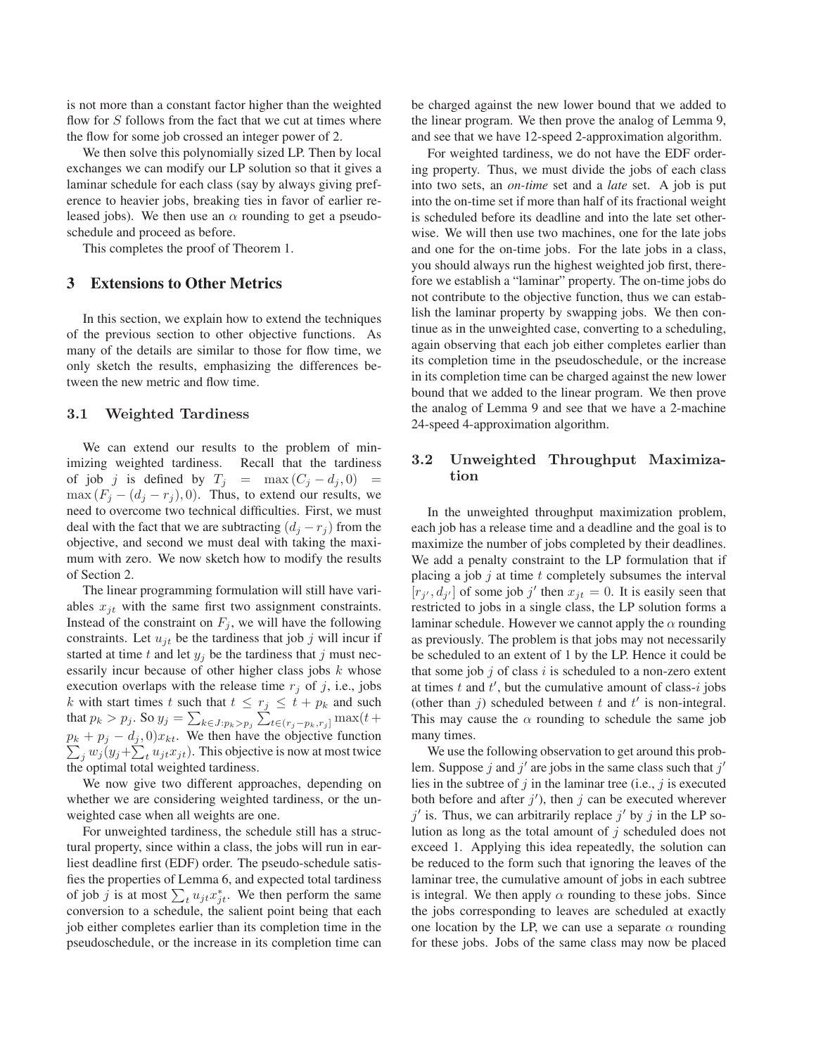is not more than a constant factor higher than the weighted flow for $S$ follows from the fact that we cut at times where the flow for some job crossed an integer power of 2.

We then solve this polynomially sized LP. Then by local exchanges we can modify our LP solution so that it gives a laminar schedule for each class (say by always giving preference to heavier jobs, breaking ties in favor of earlier released jobs). We then use an $\alpha$ rounding to get a pseudo-schedule and proceed as before.

This completes the proof of Theorem 1.

## 3 Extensions to Other Metrics

In this section, we explain how to extend the techniques of the previous section to other objective functions. As many of the details are similar to those for flow time, we only sketch the results, emphasizing the differences between the new metric and flow time.

### 3.1 Weighted Tardiness

We can extend our results to the problem of minimizing weighted tardiness. Recall that the tardiness of job $j$ is defined by $T_j = \max(C_j - d_j, 0) = \max(F_j - (d_j - r_j), 0)$. Thus, to extend our results, we need to overcome two technical difficulties. First, we must deal with the fact that we are subtracting $(d_j - r_j)$ from the objective, and second we must deal with taking the maximum with zero. We now sketch how to modify the results of Section 2.

The linear programming formulation will still have variables $x_{jt}$ with the same first two assignment constraints. Instead of the constraint on $F_j$, we will have the following constraints. Let $u_{jt}$ be the tardiness that job $j$ will incur if started at time $t$ and let $y_j$ be the tardiness that $j$ must necessarily incur because of other higher class jobs $k$ whose execution overlaps with the release time $r_j$ of $j$, i.e., jobs $k$ with start times $t$ such that $t \leq r_j \leq t + p_k$ and such that $p_k > p_j$. So $y_j = \sum_{k \in J: p_k > p_j} \sum_{t \in (r_j - p_k, r_j]} \max(t + p_k + p_j - d_j, 0) x_{kt}$. We then have the objective function $\sum_j w_j (y_j + \sum_t u_{jt} x_{jt})$. This objective is now at most twice the optimal total weighted tardiness.

We now give two different approaches, depending on whether we are considering weighted tardiness, or the unweighted case when all weights are one.

For unweighted tardiness, the schedule still has a structural property, since within a class, the jobs will run in earliest deadline first (EDF) order. The pseudo-schedule satisfies the properties of Lemma 6, and expected total tardiness of job $j$ is at most $\sum_t u_{jt} x^*_{jt}$. We then perform the same conversion to a schedule, the salient point being that each job either completes earlier than its completion time in the pseudoschedule, or the increase in its completion time can be charged against the new lower bound that we added to the linear program. We then prove the analog of Lemma 9, and see that we have 12-speed 2-approximation algorithm.

For weighted tardiness, we do not have the EDF ordering property. Thus, we must divide the jobs of each class into two sets, an *on-time* set and a *late* set. A job is put into the on-time set if more than half of its fractional weight is scheduled before its deadline and into the late set otherwise. We will then use two machines, one for the late jobs and one for the on-time jobs. For the late jobs in a class, you should always run the highest weighted job first, therefore we establish a "laminar" property. The on-time jobs do not contribute to the objective function, thus we can establish the laminar property by swapping jobs. We then continue as in the unweighted case, converting to a scheduling, again observing that each job either completes earlier than its completion time in the pseudoschedule, or the increase in its completion time can be charged against the new lower bound that we added to the linear program. We then prove the analog of Lemma 9 and see that we have a 2-machine 24-speed 4-approximation algorithm.

### 3.2 Unweighted Throughput Maximization

In the unweighted throughput maximization problem, each job has a release time and a deadline and the goal is to maximize the number of jobs completed by their deadlines. We add a penalty constraint to the LP formulation that if placing a job $j$ at time $t$ completely subsumes the interval $[r_{j'}, d_{j'}]$ of some job $j'$ then $x_{jt} = 0$. It is easily seen that restricted to jobs in a single class, the LP solution forms a laminar schedule. However we cannot apply the $\alpha$ rounding as previously. The problem is that jobs may not necessarily be scheduled to an extent of 1 by the LP. Hence it could be that some job $j$ of class $i$ is scheduled to a non-zero extent at times $t$ and $t'$, but the cumulative amount of class-$i$ jobs (other than $j$) scheduled between $t$ and $t'$ is non-integral. This may cause the $\alpha$ rounding to schedule the same job many times.

We use the following observation to get around this problem. Suppose $j$ and $j'$ are jobs in the same class such that $j'$ lies in the subtree of $j$ in the laminar tree (i.e., $j$ is executed both before and after $j'$), then $j$ can be executed wherever $j'$ is. Thus, we can arbitrarily replace $j'$ by $j$ in the LP solution as long as the total amount of $j$ scheduled does not exceed 1. Applying this idea repeatedly, the solution can be reduced to the form such that ignoring the leaves of the laminar tree, the cumulative amount of jobs in each subtree is integral. We then apply $\alpha$ rounding to these jobs. Since the jobs corresponding to leaves are scheduled at exactly one location by the LP, we can use a separate $\alpha$ rounding for these jobs. Jobs of the same class may now be placed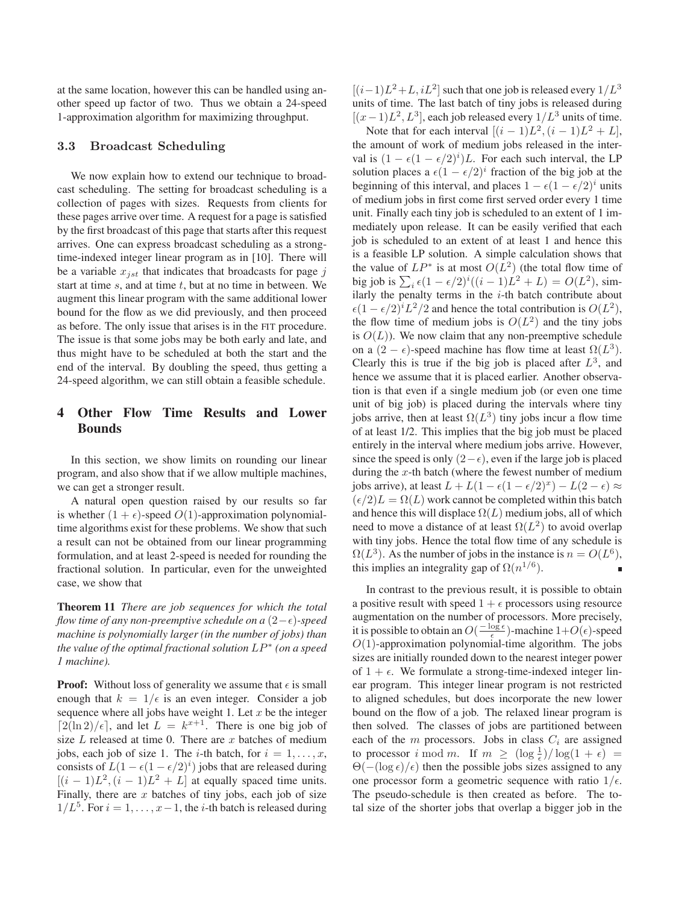at the same location, however this can be handled using another speed up factor of two. Thus we obtain a 24-speed 1-approximation algorithm for maximizing throughput.

### 3.3 Broadcast Scheduling

We now explain how to extend our technique to broadcast scheduling. The setting for broadcast scheduling is a collection of pages with sizes. Requests from clients for these pages arrive over time. A request for a page is satisfied by the first broadcast of this page that starts after this request arrives. One can express broadcast scheduling as a strong-time-indexed integer linear program as in [10]. There will be a variable $x_{jst}$ that indicates that broadcasts for page $j$ start at time $s$, and at time $t$, but at no time in between. We augment this linear program with the same additional lower bound for the flow as we did previously, and then proceed as before. The only issue that arises is in the FIT procedure. The issue is that some jobs may be both early and late, and thus might have to be scheduled at both the start and the end of the interval. By doubling the speed, thus getting a 24-speed algorithm, we can still obtain a feasible schedule.

## 4 Other Flow Time Results and Lower Bounds

In this section, we show limits on rounding our linear program, and also show that if we allow multiple machines, we can get a stronger result.

A natural open question raised by our results so far is whether $(1+\epsilon)$-speed $O(1)$-approximation polynomial-time algorithms exist for these problems. We show that such a result can not be obtained from our linear programming formulation, and at least 2-speed is needed for rounding the fractional solution. In particular, even for the unweighted case, we show that

**Theorem 11** *There are job sequences for which the total flow time of any non-preemptive schedule on a $(2-\epsilon)$-speed machine is polynomially larger (in the number of jobs) than the value of the optimal fractional solution $LP^*$ (on a speed 1 machine).*

**Proof:** Without loss of generality we assume that $\epsilon$ is small enough that $k = 1/\epsilon$ is an even integer. Consider a job sequence where all jobs have weight 1. Let $x$ be the integer $\lceil 2(\ln 2)/\epsilon \rceil$, and let $L = k^{x+1}$. There is one big job of size $L$ released at time 0. There are $x$ batches of medium jobs, each job of size 1. The $i$-th batch, for $i = 1, \ldots, x$, consists of $L(1-\epsilon(1-\epsilon/2)^i)$ jobs that are released during $[(i-1)L^2, (i-1)L^2 + L]$ at equally spaced time units. Finally, there are $x$ batches of tiny jobs, each job of size $1/L^5$. For $i = 1, \ldots, x-1$, the $i$-th batch is released during $[(i-1)L^2 + L, iL^2]$ such that one job is released every $1/L^3$ units of time. The last batch of tiny jobs is released during $[(x-1)L^2, L^3]$, each job released every $1/L^3$ units of time.

Note that for each interval $[(i-1)L^2, (i-1)L^2 + L]$, the amount of work of medium jobs released in the interval is $(1-\epsilon(1-\epsilon/2)^i)L$. For each such interval, the LP solution places a $\epsilon(1-\epsilon/2)^i$ fraction of the big job at the beginning of this interval, and places $1-\epsilon(1-\epsilon/2)^i$ units of medium jobs in first come first served order every 1 time unit. Finally each tiny job is scheduled to an extent of 1 immediately upon release. It can be easily verified that each job is scheduled to an extent of at least 1 and hence this is a feasible LP solution. A simple calculation shows that the value of $LP^*$ is at most $O(L^2)$ (the total flow time of big job is $\sum_i \epsilon(1-\epsilon/2)^i((i-1)L^2 + L) = O(L^2)$, similarly the penalty terms in the $i$-th batch contribute about $\epsilon(1-\epsilon/2)^i L^2/2$ and hence the total contribution is $O(L^2)$, the flow time of medium jobs is $O(L^2)$ and the tiny jobs is $O(L)$). We now claim that any non-preemptive schedule on a $(2-\epsilon)$-speed machine has flow time at least $\Omega(L^3)$. Clearly this is true if the big job is placed after $L^3$, and hence we assume that it is placed earlier. Another observation is that even if a single medium job (or even one time unit of big job) is placed during the intervals where tiny jobs arrive, then at least $\Omega(L^3)$ tiny jobs incur a flow time of at least 1/2. This implies that the big job must be placed entirely in the interval where medium jobs arrive. However, since the speed is only $(2-\epsilon)$, even if the large job is placed during the $x$-th batch (where the fewest number of medium jobs arrive), at least $L + L(1-\epsilon(1-\epsilon/2)^x) - L(2-\epsilon) \approx (\epsilon/2)L = \Omega(L)$ work cannot be completed within this batch and hence this will displace $\Omega(L)$ medium jobs, all of which need to move a distance of at least $\Omega(L^2)$ to avoid overlap with tiny jobs. Hence the total flow time of any schedule is $\Omega(L^3)$. As the number of jobs in the instance is $n = O(L^6)$, this implies an integrality gap of $\Omega(n^{1/6})$. ∎

In contrast to the previous result, it is possible to obtain a positive result with speed $1+\epsilon$ processors using resource augmentation on the number of processors. More precisely, it is possible to obtain an $O(\frac{-\log \epsilon}{\epsilon})$-machine $1+O(\epsilon)$-speed $O(1)$-approximation polynomial-time algorithm. The jobs sizes are initially rounded down to the nearest integer power of $1+\epsilon$. We formulate a strong-time-indexed integer linear program. This integer linear program is not restricted to aligned schedules, but does incorporate the new lower bound on the flow of a job. The relaxed linear program is then solved. The classes of jobs are partitioned between each of the $m$ processors. Jobs in class $C_i$ are assigned to processor $i \bmod m$. If $m \geq (\log \frac{1}{\epsilon})/\log(1+\epsilon) = \Theta(-(\log \epsilon)/\epsilon)$ then the possible jobs sizes assigned to any one processor form a geometric sequence with ratio $1/\epsilon$. The pseudo-schedule is then created as before. The total size of the shorter jobs that overlap a bigger job in the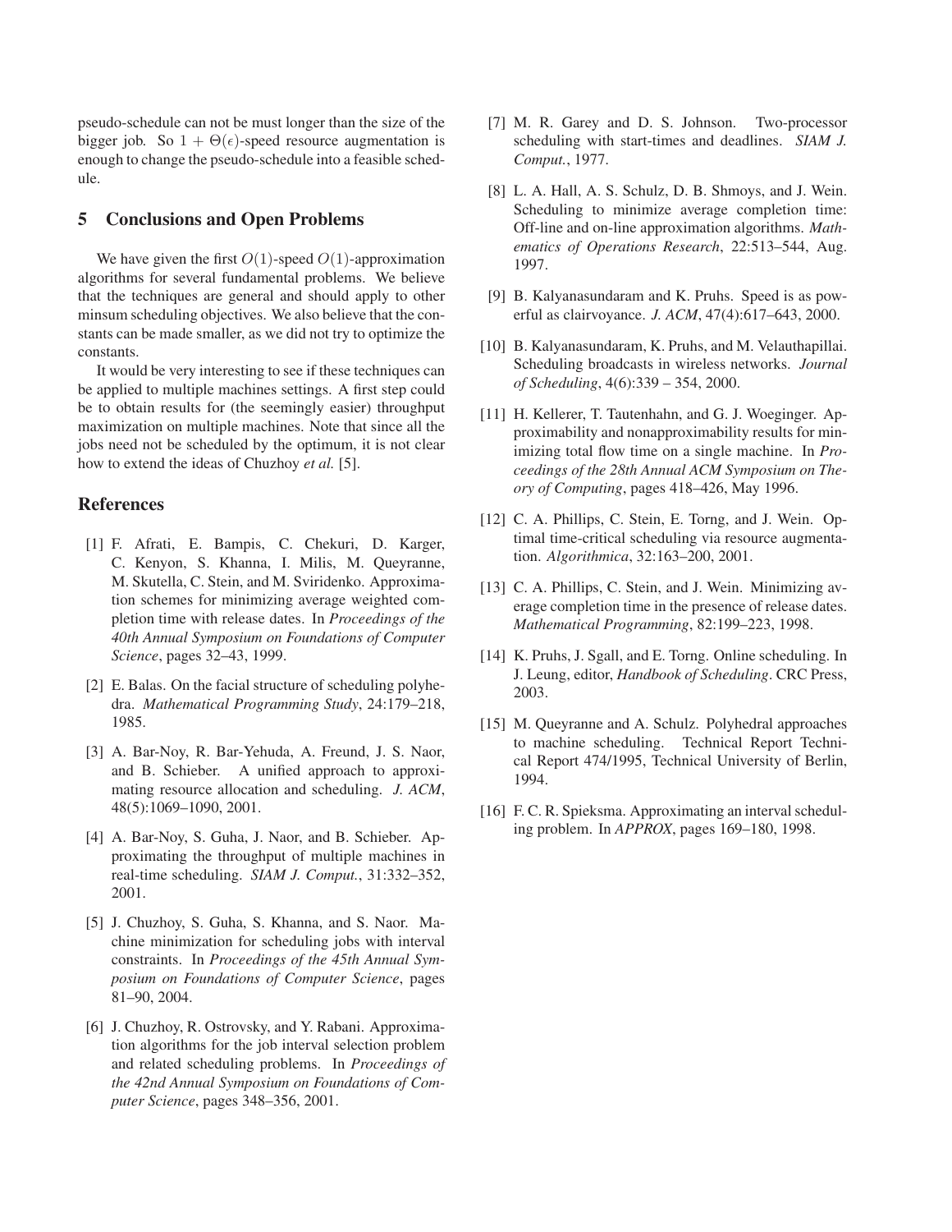pseudo-schedule can not be must longer than the size of the bigger job. So $1 + \Theta(\epsilon)$-speed resource augmentation is enough to change the pseudo-schedule into a feasible schedule.

## 5 Conclusions and Open Problems

We have given the first $O(1)$-speed $O(1)$-approximation algorithms for several fundamental problems. We believe that the techniques are general and should apply to other minsum scheduling objectives. We also believe that the constants can be made smaller, as we did not try to optimize the constants.

It would be very interesting to see if these techniques can be applied to multiple machines settings. A first step could be to obtain results for (the seemingly easier) throughput maximization on multiple machines. Note that since all the jobs need not be scheduled by the optimum, it is not clear how to extend the ideas of Chuzhoy *et al.* [5].

## References

[1] F. Afrati, E. Bampis, C. Chekuri, D. Karger, C. Kenyon, S. Khanna, I. Milis, M. Queyranne, M. Skutella, C. Stein, and M. Sviridenko. Approximation schemes for minimizing average weighted completion time with release dates. In *Proceedings of the 40th Annual Symposium on Foundations of Computer Science*, pages 32–43, 1999.

[2] E. Balas. On the facial structure of scheduling polyhedra. *Mathematical Programming Study*, 24:179–218, 1985.

[3] A. Bar-Noy, R. Bar-Yehuda, A. Freund, J. S. Naor, and B. Schieber. A unified approach to approximating resource allocation and scheduling. *J. ACM*, 48(5):1069–1090, 2001.

[4] A. Bar-Noy, S. Guha, J. Naor, and B. Schieber. Approximating the throughput of multiple machines in real-time scheduling. *SIAM J. Comput.*, 31:332–352, 2001.

[5] J. Chuzhoy, S. Guha, S. Khanna, and S. Naor. Machine minimization for scheduling jobs with interval constraints. In *Proceedings of the 45th Annual Symposium on Foundations of Computer Science*, pages 81–90, 2004.

[6] J. Chuzhoy, R. Ostrovsky, and Y. Rabani. Approximation algorithms for the job interval selection problem and related scheduling problems. In *Proceedings of the 42nd Annual Symposium on Foundations of Computer Science*, pages 348–356, 2001.

[7] M. R. Garey and D. S. Johnson. Two-processor scheduling with start-times and deadlines. *SIAM J. Comput.*, 1977.

[8] L. A. Hall, A. S. Schulz, D. B. Shmoys, and J. Wein. Scheduling to minimize average completion time: Off-line and on-line approximation algorithms. *Mathematics of Operations Research*, 22:513–544, Aug. 1997.

[9] B. Kalyanasundaram and K. Pruhs. Speed is as powerful as clairvoyance. *J. ACM*, 47(4):617–643, 2000.

[10] B. Kalyanasundaram, K. Pruhs, and M. Velauthapillai. Scheduling broadcasts in wireless networks. *Journal of Scheduling*, 4(6):339 – 354, 2000.

[11] H. Kellerer, T. Tautenhahn, and G. J. Woeginger. Approximability and nonapproximability results for minimizing total flow time on a single machine. In *Proceedings of the 28th Annual ACM Symposium on Theory of Computing*, pages 418–426, May 1996.

[12] C. A. Phillips, C. Stein, E. Torng, and J. Wein. Optimal time-critical scheduling via resource augmentation. *Algorithmica*, 32:163–200, 2001.

[13] C. A. Phillips, C. Stein, and J. Wein. Minimizing average completion time in the presence of release dates. *Mathematical Programming*, 82:199–223, 1998.

[14] K. Pruhs, J. Sgall, and E. Torng. Online scheduling. In J. Leung, editor, *Handbook of Scheduling*. CRC Press, 2003.

[15] M. Queyranne and A. Schulz. Polyhedral approaches to machine scheduling. Technical Report Technical Report 474/1995, Technical University of Berlin, 1994.

[16] F. C. R. Spieksma. Approximating an interval scheduling problem. In *APPROX*, pages 169–180, 1998.